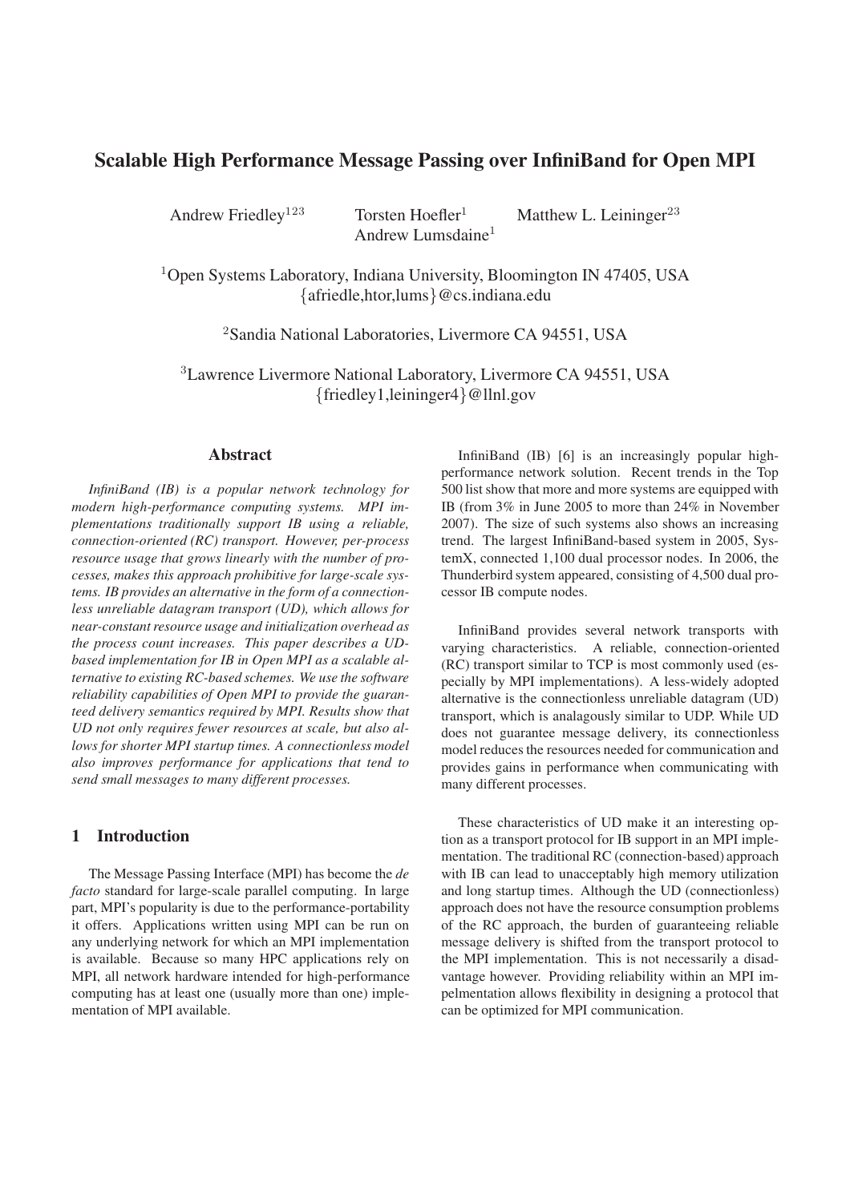# Scalable High Performance Message Passing over InfiniBand for Open MPI

Andrew Friedley[123] Torsten Hoefler[1] Matthew L. Leininger[23]
Andrew Lumsdaine[1]

[1]Open Systems Laboratory, Indiana University, Bloomington IN 47405, USA
{afriedle,htor,lums}@cs.indiana.edu

[2]Sandia National Laboratories, Livermore CA 94551, USA

[3]Lawrence Livermore National Laboratory, Livermore CA 94551, USA
{friedley1,leininger4}@llnl.gov

## Abstract

*InfiniBand (IB) is a popular network technology for modern high-performance computing systems. MPI implementations traditionally support IB using a reliable, connection-oriented (RC) transport. However, per-process resource usage that grows linearly with the number of processes, makes this approach prohibitive for large-scale systems. IB provides an alternative in the form of a connectionless unreliable datagram transport (UD), which allows for near-constant resource usage and initialization overhead as the process count increases. This paper describes a UD-based implementation for IB in Open MPI as a scalable alternative to existing RC-based schemes. We use the software reliability capabilities of Open MPI to provide the guaranteed delivery semantics required by MPI. Results show that UD not only requires fewer resources at scale, but also allows for shorter MPI startup times. A connectionless model also improves performance for applications that tend to send small messages to many different processes.*

## 1 Introduction

The Message Passing Interface (MPI) has become the *de facto* standard for large-scale parallel computing. In large part, MPI's popularity is due to the performance-portability it offers. Applications written using MPI can be run on any underlying network for which an MPI implementation is available. Because so many HPC applications rely on MPI, all network hardware intended for high-performance computing has at least one (usually more than one) implementation of MPI available.

InfiniBand (IB) [6] is an increasingly popular high-performance network solution. Recent trends in the Top 500 list show that more and more systems are equipped with IB (from 3% in June 2005 to more than 24% in November 2007). The size of such systems also shows an increasing trend. The largest InfiniBand-based system in 2005, SystemX, connected 1,100 dual processor nodes. In 2006, the Thunderbird system appeared, consisting of 4,500 dual processor IB compute nodes.

InfiniBand provides several network transports with varying characteristics. A reliable, connection-oriented (RC) transport similar to TCP is most commonly used (especially by MPI implementations). A less-widely adopted alternative is the connectionless unreliable datagram (UD) transport, which is analagously similar to UDP. While UD does not guarantee message delivery, its connectionless model reduces the resources needed for communication and provides gains in performance when communicating with many different processes.

These characteristics of UD make it an interesting option as a transport protocol for IB support in an MPI implementation. The traditional RC (connection-based) approach with IB can lead to unacceptably high memory utilization and long startup times. Although the UD (connectionless) approach does not have the resource consumption problems of the RC approach, the burden of guaranteeing reliable message delivery is shifted from the transport protocol to the MPI implementation. This is not necessarily a disadvantage however. Providing reliability within an MPI implementation allows flexibility in designing a protocol that can be optimized for MPI communication.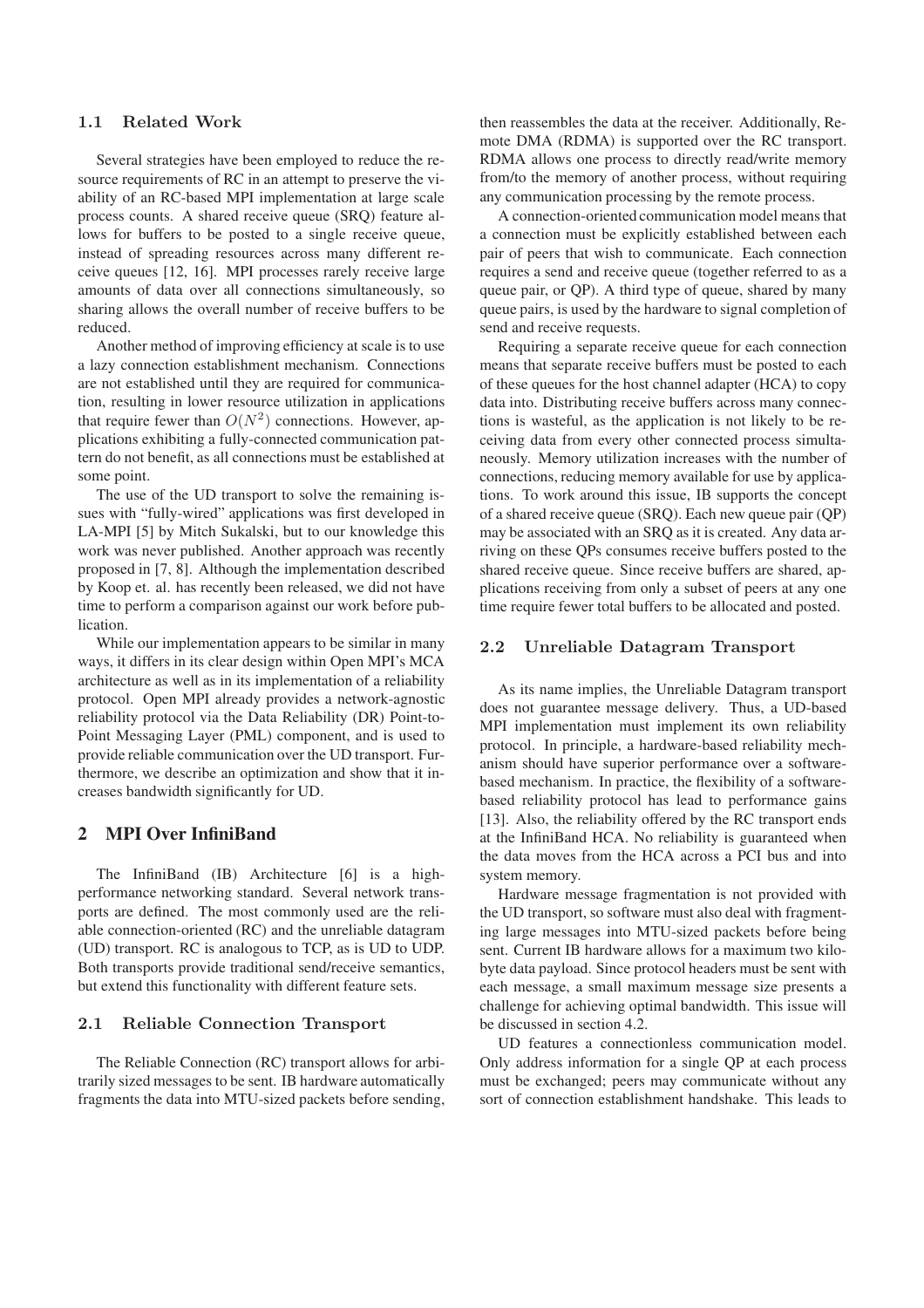### 1.1 Related Work

Several strategies have been employed to reduce the resource requirements of RC in an attempt to preserve the viability of an RC-based MPI implementation at large scale process counts. A shared receive queue (SRQ) feature allows for buffers to be posted to a single receive queue, instead of spreading resources across many different receive queues [12, 16]. MPI processes rarely receive large amounts of data over all connections simultaneously, so sharing allows the overall number of receive buffers to be reduced.

Another method of improving efficiency at scale is to use a lazy connection establishment mechanism. Connections are not established until they are required for communication, resulting in lower resource utilization in applications that require fewer than $O(N^2)$ connections. However, applications exhibiting a fully-connected communication pattern do not benefit, as all connections must be established at some point.

The use of the UD transport to solve the remaining issues with "fully-wired" applications was first developed in LA-MPI [5] by Mitch Sukalski, but to our knowledge this work was never published. Another approach was recently proposed in [7, 8]. Although the implementation described by Koop et. al. has recently been released, we did not have time to perform a comparison against our work before publication.

While our implementation appears to be similar in many ways, it differs in its clear design within Open MPI's MCA architecture as well as in its implementation of a reliability protocol. Open MPI already provides a network-agnostic reliability protocol via the Data Reliability (DR) Point-to-Point Messaging Layer (PML) component, and is used to provide reliable communication over the UD transport. Furthermore, we describe an optimization and show that it increases bandwidth significantly for UD.

## 2 MPI Over InfiniBand

The InfiniBand (IB) Architecture [6] is a high-performance networking standard. Several network transports are defined. The most commonly used are the reliable connection-oriented (RC) and the unreliable datagram (UD) transport. RC is analogous to TCP, as is UD to UDP. Both transports provide traditional send/receive semantics, but extend this functionality with different feature sets.

### 2.1 Reliable Connection Transport

The Reliable Connection (RC) transport allows for arbitrarily sized messages to be sent. IB hardware automatically fragments the data into MTU-sized packets before sending, then reassembles the data at the receiver. Additionally, Remote DMA (RDMA) is supported over the RC transport. RDMA allows one process to directly read/write memory from/to the memory of another process, without requiring any communication processing by the remote process.

A connection-oriented communication model means that a connection must be explicitly established between each pair of peers that wish to communicate. Each connection requires a send and receive queue (together referred to as a queue pair, or QP). A third type of queue, shared by many queue pairs, is used by the hardware to signal completion of send and receive requests.

Requiring a separate receive queue for each connection means that separate receive buffers must be posted to each of these queues for the host channel adapter (HCA) to copy data into. Distributing receive buffers across many connections is wasteful, as the application is not likely to be receiving data from every other connected process simultaneously. Memory utilization increases with the number of connections, reducing memory available for use by applications. To work around this issue, IB supports the concept of a shared receive queue (SRQ). Each new queue pair (QP) may be associated with an SRQ as it is created. Any data arriving on these QPs consumes receive buffers posted to the shared receive queue. Since receive buffers are shared, applications receiving from only a subset of peers at any one time require fewer total buffers to be allocated and posted.

### 2.2 Unreliable Datagram Transport

As its name implies, the Unreliable Datagram transport does not guarantee message delivery. Thus, a UD-based MPI implementation must implement its own reliability protocol. In principle, a hardware-based reliability mechanism should have superior performance over a software-based mechanism. In practice, the flexibility of a software-based reliability protocol has lead to performance gains [13]. Also, the reliability offered by the RC transport ends at the InfiniBand HCA. No reliability is guaranteed when the data moves from the HCA across a PCI bus and into system memory.

Hardware message fragmentation is not provided with the UD transport, so software must also deal with fragmenting large messages into MTU-sized packets before being sent. Current IB hardware allows for a maximum two kilobyte data payload. Since protocol headers must be sent with each message, a small maximum message size presents a challenge for achieving optimal bandwidth. This issue will be discussed in section 4.2.

UD features a connectionless communication model. Only address information for a single QP at each process must be exchanged; peers may communicate without any sort of connection establishment handshake. This leads to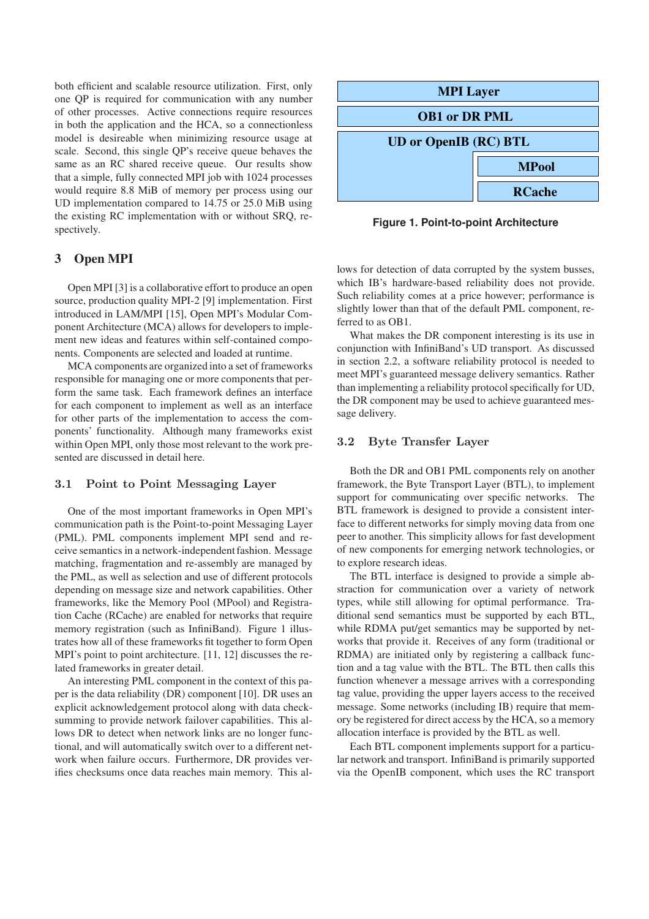both efficient and scalable resource utilization. First, only one QP is required for communication with any number of other processes. Active connections require resources in both the application and the HCA, so a connectionless model is desireable when minimizing resource usage at scale. Second, this single QP's receive queue behaves the same as an RC shared receive queue. Our results show that a simple, fully connected MPI job with 1024 processes would require 8.8 MiB of memory per process using our UD implementation compared to 14.75 or 25.0 MiB using the existing RC implementation with or without SRQ, respectively.

## 3 Open MPI

Open MPI [3] is a collaborative effort to produce an open source, production quality MPI-2 [9] implementation. First introduced in LAM/MPI [15], Open MPI's Modular Component Architecture (MCA) allows for developers to implement new ideas and features within self-contained components. Components are selected and loaded at runtime.

MCA components are organized into a set of frameworks responsible for managing one or more components that perform the same task. Each framework defines an interface for each component to implement as well as an interface for other parts of the implementation to access the components' functionality. Although many frameworks exist within Open MPI, only those most relevant to the work presented are discussed in detail here.

### 3.1 Point to Point Messaging Layer

One of the most important frameworks in Open MPI's communication path is the Point-to-point Messaging Layer (PML). PML components implement MPI send and receive semantics in a network-independent fashion. Message matching, fragmentation and re-assembly are managed by the PML, as well as selection and use of different protocols depending on message size and network capabilities. Other frameworks, like the Memory Pool (MPool) and Registration Cache (RCache) are enabled for networks that require memory registration (such as InfiniBand). Figure 1 illustrates how all of these frameworks fit together to form Open MPI's point to point architecture. [11, 12] discusses the related frameworks in greater detail.

| MPI Layer | |
|---|---|
| OB1 or DR PML | |
| UD or OpenIB (RC) BTL | |
| | MPool |
| | RCache |

**Figure 1. Point-to-point Architecture**

An interesting PML component in the context of this paper is the data reliability (DR) component [10]. DR uses an explicit acknowledgement protocol along with data checksumming to provide network failover capabilities. This allows DR to detect when network links are no longer functional, and will automatically switch over to a different network when failure occurs. Furthermore, DR provides verifies checksums once data reaches main memory. This allows for detection of data corrupted by the system busses, which IB's hardware-based reliability does not provide. Such reliability comes at a price however; performance is slightly lower than that of the default PML component, referred to as OB1.

What makes the DR component interesting is its use in conjunction with InfiniBand's UD transport. As discussed in section 2.2, a software reliability protocol is needed to meet MPI's guaranteed message delivery semantics. Rather than implementing a reliability protocol specifically for UD, the DR component may be used to achieve guaranteed message delivery.

### 3.2 Byte Transfer Layer

Both the DR and OB1 PML components rely on another framework, the Byte Transport Layer (BTL), to implement support for communicating over specific networks. The BTL framework is designed to provide a consistent interface to different networks for simply moving data from one peer to another. This simplicity allows for fast development of new components for emerging network technologies, or to explore research ideas.

The BTL interface is designed to provide a simple abstraction for communication over a variety of network types, while still allowing for optimal performance. Traditional send semantics must be supported by each BTL, while RDMA put/get semantics may be supported by networks that provide it. Receives of any form (traditional or RDMA) are initiated only by registering a callback function and a tag value with the BTL. The BTL then calls this function whenever a message arrives with a corresponding tag value, providing the upper layers access to the received message. Some networks (including IB) require that memory be registered for direct access by the HCA, so a memory allocation interface is provided by the BTL as well.

Each BTL component implements support for a particular network and transport. InfiniBand is primarily supported via the OpenIB component, which uses the RC transport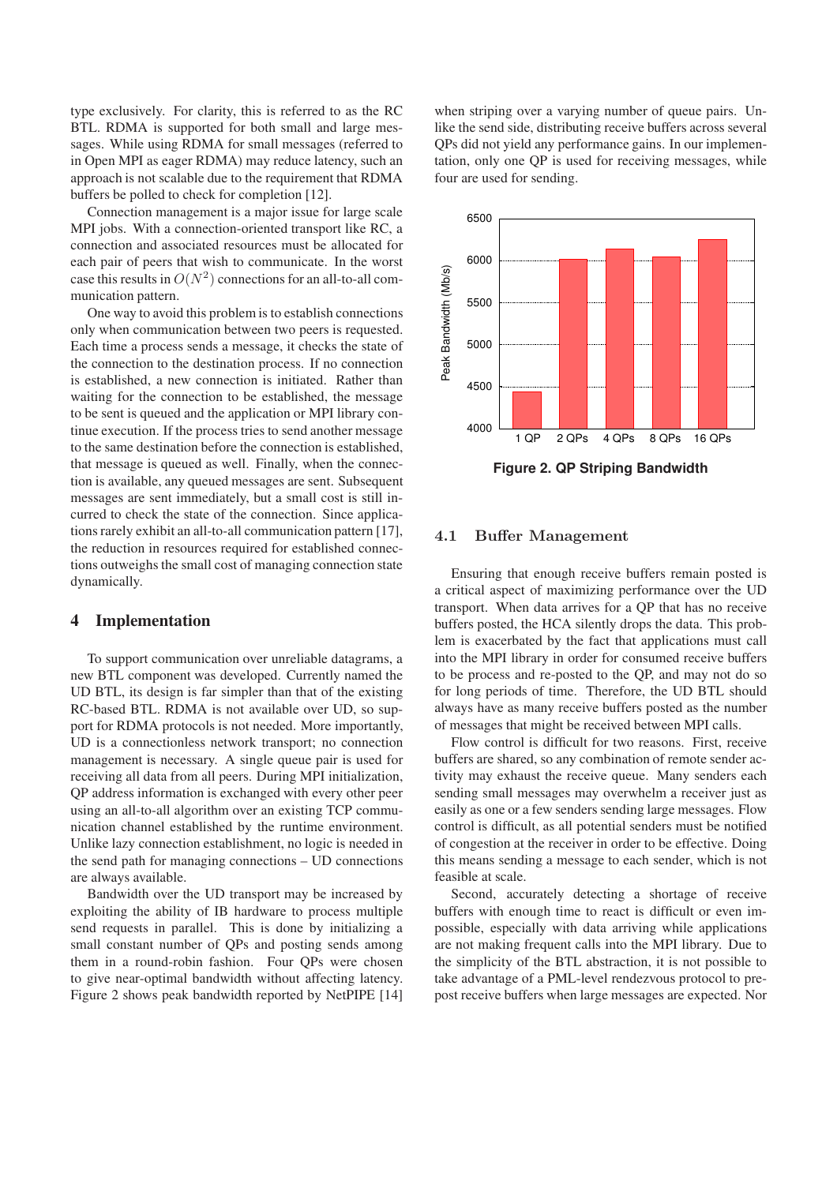type exclusively. For clarity, this is referred to as the RC BTL. RDMA is supported for both small and large messages. While using RDMA for small messages (referred to in Open MPI as eager RDMA) may reduce latency, such an approach is not scalable due to the requirement that RDMA buffers be polled to check for completion [12].

Connection management is a major issue for large scale MPI jobs. With a connection-oriented transport like RC, a connection and associated resources must be allocated for each pair of peers that wish to communicate. In the worst case this results in $O(N^2)$ connections for an all-to-all communication pattern.

One way to avoid this problem is to establish connections only when communication between two peers is requested. Each time a process sends a message, it checks the state of the connection to the destination process. If no connection is established, a new connection is initiated. Rather than waiting for the connection to be established, the message to be sent is queued and the application or MPI library continue execution. If the process tries to send another message to the same destination before the connection is established, that message is queued as well. Finally, when the connection is available, any queued messages are sent. Subsequent messages are sent immediately, but a small cost is still incurred to check the state of the connection. Since applications rarely exhibit an all-to-all communication pattern [17], the reduction in resources required for established connections outweighs the small cost of managing connection state dynamically.

## 4 Implementation

To support communication over unreliable datagrams, a new BTL component was developed. Currently named the UD BTL, its design is far simpler than that of the existing RC-based BTL. RDMA is not available over UD, so support for RDMA protocols is not needed. More importantly, UD is a connectionless network transport; no connection management is necessary. A single queue pair is used for receiving all data from all peers. During MPI initialization, QP address information is exchanged with every other peer using an all-to-all algorithm over an existing TCP communication channel established by the runtime environment. Unlike lazy connection establishment, no logic is needed in the send path for managing connections – UD connections are always available.

Bandwidth over the UD transport may be increased by exploiting the ability of IB hardware to process multiple send requests in parallel. This is done by initializing a small constant number of QPs and posting sends among them in a round-robin fashion. Four QPs were chosen to give near-optimal bandwidth without affecting latency. Figure 2 shows peak bandwidth reported by NetPIPE [14] when striping over a varying number of queue pairs. Unlike the send side, distributing receive buffers across several QPs did not yield any performance gains. In our implementation, only one QP is used for receiving messages, while four are used for sending.

**Figure 2. QP Striping Bandwidth**

### 4.1 Buffer Management

Ensuring that enough receive buffers remain posted is a critical aspect of maximizing performance over the UD transport. When data arrives for a QP that has no receive buffers posted, the HCA silently drops the data. This problem is exacerbated by the fact that applications must call into the MPI library in order for consumed receive buffers to be process and re-posted to the QP, and may not do so for long periods of time. Therefore, the UD BTL should always have as many receive buffers posted as the number of messages that might be received between MPI calls.

Flow control is difficult for two reasons. First, receive buffers are shared, so any combination of remote sender activity may exhaust the receive queue. Many senders each sending small messages may overwhelm a receiver just as easily as one or a few senders sending large messages. Flow control is difficult, as all potential senders must be notified of congestion at the receiver in order to be effective. Doing this means sending a message to each sender, which is not feasible at scale.

Second, accurately detecting a shortage of receive buffers with enough time to react is difficult or even impossible, especially with data arriving while applications are not making frequent calls into the MPI library. Due to the simplicity of the BTL abstraction, it is not possible to take advantage of a PML-level rendezvous protocol to prepost receive buffers when large messages are expected. Nor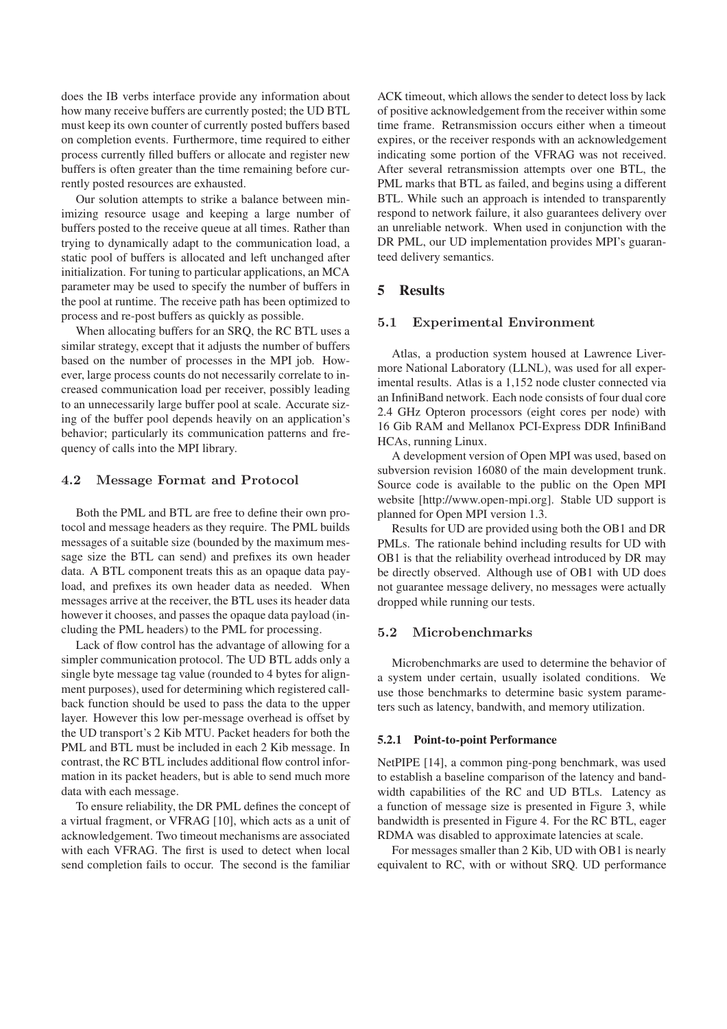does the IB verbs interface provide any information about how many receive buffers are currently posted; the UD BTL must keep its own counter of currently posted buffers based on completion events. Furthermore, time required to either process currently filled buffers or allocate and register new buffers is often greater than the time remaining before currently posted resources are exhausted.

Our solution attempts to strike a balance between minimizing resource usage and keeping a large number of buffers posted to the receive queue at all times. Rather than trying to dynamically adapt to the communication load, a static pool of buffers is allocated and left unchanged after initialization. For tuning to particular applications, an MCA parameter may be used to specify the number of buffers in the pool at runtime. The receive path has been optimized to process and re-post buffers as quickly as possible.

When allocating buffers for an SRQ, the RC BTL uses a similar strategy, except that it adjusts the number of buffers based on the number of processes in the MPI job. However, large process counts do not necessarily correlate to increased communication load per receiver, possibly leading to an unnecessarily large buffer pool at scale. Accurate sizing of the buffer pool depends heavily on an application's behavior; particularly its communication patterns and frequency of calls into the MPI library.

### 4.2 Message Format and Protocol

Both the PML and BTL are free to define their own protocol and message headers as they require. The PML builds messages of a suitable size (bounded by the maximum message size the BTL can send) and prefixes its own header data. A BTL component treats this as an opaque data payload, and prefixes its own header data as needed. When messages arrive at the receiver, the BTL uses its header data however it chooses, and passes the opaque data payload (including the PML headers) to the PML for processing.

Lack of flow control has the advantage of allowing for a simpler communication protocol. The UD BTL adds only a single byte message tag value (rounded to 4 bytes for alignment purposes), used for determining which registered callback function should be used to pass the data to the upper layer. However this low per-message overhead is offset by the UD transport's 2 Kib MTU. Packet headers for both the PML and BTL must be included in each 2 Kib message. In contrast, the RC BTL includes additional flow control information in its packet headers, but is able to send much more data with each message.

To ensure reliability, the DR PML defines the concept of a virtual fragment, or VFRAG [10], which acts as a unit of acknowledgement. Two timeout mechanisms are associated with each VFRAG. The first is used to detect when local send completion fails to occur. The second is the familiar ACK timeout, which allows the sender to detect loss by lack of positive acknowledgement from the receiver within some time frame. Retransmission occurs either when a timeout expires, or the receiver responds with an acknowledgement indicating some portion of the VFRAG was not received. After several retransmission attempts over one BTL, the PML marks that BTL as failed, and begins using a different BTL. While such an approach is intended to transparently respond to network failure, it also guarantees delivery over an unreliable network. When used in conjunction with the DR PML, our UD implementation provides MPI's guaranteed delivery semantics.

## 5 Results

### 5.1 Experimental Environment

Atlas, a production system housed at Lawrence Livermore National Laboratory (LLNL), was used for all experimental results. Atlas is a 1,152 node cluster connected via an InfiniBand network. Each node consists of four dual core 2.4 GHz Opteron processors (eight cores per node) with 16 Gib RAM and Mellanox PCI-Express DDR InfiniBand HCAs, running Linux.

A development version of Open MPI was used, based on subversion revision 16080 of the main development trunk. Source code is available to the public on the Open MPI website [http://www.open-mpi.org]. Stable UD support is planned for Open MPI version 1.3.

Results for UD are provided using both the OB1 and DR PMLs. The rationale behind including results for UD with OB1 is that the reliability overhead introduced by DR may be directly observed. Although use of OB1 with UD does not guarantee message delivery, no messages were actually dropped while running our tests.

### 5.2 Microbenchmarks

Microbenchmarks are used to determine the behavior of a system under certain, usually isolated conditions. We use those benchmarks to determine basic system parameters such as latency, bandwith, and memory utilization.

#### 5.2.1 Point-to-point Performance

NetPIPE [14], a common ping-pong benchmark, was used to establish a baseline comparison of the latency and bandwidth capabilities of the RC and UD BTLs. Latency as a function of message size is presented in Figure 3, while bandwidth is presented in Figure 4. For the RC BTL, eager RDMA was disabled to approximate latencies at scale.

For messages smaller than 2 Kib, UD with OB1 is nearly equivalent to RC, with or without SRQ. UD performance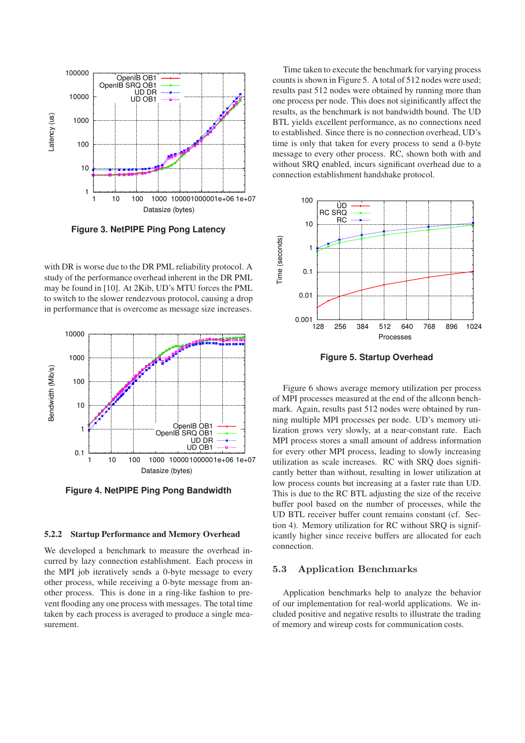Figure 3. NetPIPE Ping Pong Latency

with DR is worse due to the DR PML reliability protocol. A study of the performance overhead inherent in the DR PML may be found in [10]. At 2Kib, UD's MTU forces the PML to switch to the slower rendezvous protocol, causing a drop in performance that is overcome as message size increases.

Figure 4. NetPIPE Ping Pong Bandwidth

### 5.2.2 Startup Performance and Memory Overhead

We developed a benchmark to measure the overhead incurred by lazy connection establishment. Each process in the MPI job iteratively sends a 0-byte message to every other process, while receiving a 0-byte message from another process. This is done in a ring-like fashion to prevent flooding any one process with messages. The total time taken by each process is averaged to produce a single measurement.

Time taken to execute the benchmark for varying process counts is shown in Figure 5. A total of 512 nodes were used; results past 512 nodes were obtained by running more than one process per node. This does not siginificantly affect the results, as the benchmark is not bandwidth bound. The UD BTL yields excellent performance, as no connections need to established. Since there is no connection overhead, UD's time is only that taken for every process to send a 0-byte message to every other process. RC, shown both with and without SRQ enabled, incurs significant overhead due to a connection establishment handshake protocol.

Figure 5. Startup Overhead

Figure 6 shows average memory utilization per process of MPI processes measured at the end of the allconn benchmark. Again, results past 512 nodes were obtained by running multiple MPI processes per node. UD's memory utilization grows very slowly, at a near-constant rate. Each MPI process stores a small amount of address information for every other MPI process, leading to slowly increasing utilization as scale increases. RC with SRQ does significantly better than without, resulting in lower utilization at low process counts but increasing at a faster rate than UD. This is due to the RC BTL adjusting the size of the receive buffer pool based on the number of processes, while the UD BTL receiver buffer count remains constant (cf. Section 4). Memory utilization for RC without SRQ is significantly higher since receive buffers are allocated for each connection.

## 5.3 Application Benchmarks

Application benchmarks help to analyze the behavior of our implementation for real-world applications. We included positive and negative results to illustrate the trading of memory and wireup costs for communication costs.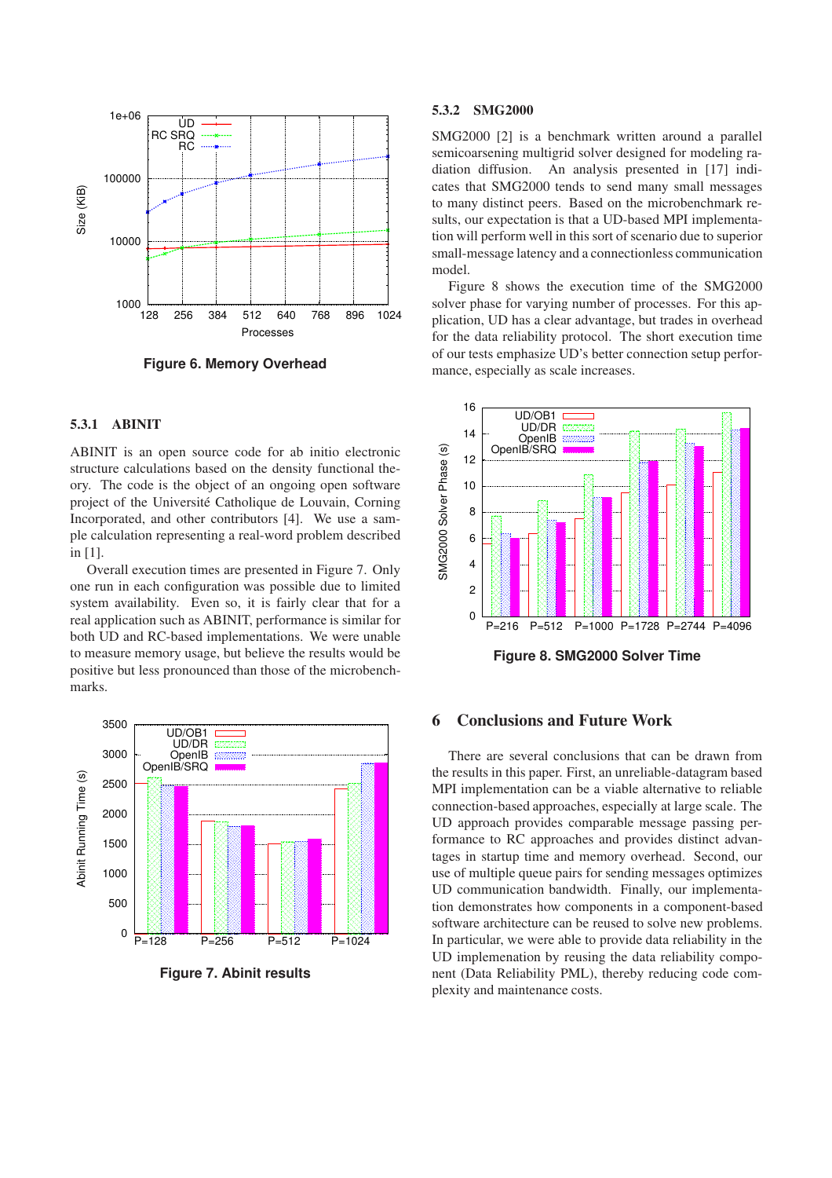Figure 6. Memory Overhead

### 5.3.1 ABINIT

ABINIT is an open source code for ab initio electronic structure calculations based on the density functional theory. The code is the object of an ongoing open software project of the Université Catholique de Louvain, Corning Incorporated, and other contributors [4]. We use a sample calculation representing a real-word problem described in [1].

Overall execution times are presented in Figure 7. Only one run in each configuration was possible due to limited system availability. Even so, it is fairly clear that for a real application such as ABINIT, performance is similar for both UD and RC-based implementations. We were unable to measure memory usage, but believe the results would be positive but less pronounced than those of the microbenchmarks.

Figure 7. Abinit results

### 5.3.2 SMG2000

SMG2000 [2] is a benchmark written around a parallel semicoarsening multigrid solver designed for modeling radiation diffusion. An analysis presented in [17] indicates that SMG2000 tends to send many small messages to many distinct peers. Based on the microbenchmark results, our expectation is that a UD-based MPI implementation will perform well in this sort of scenario due to superior small-message latency and a connectionless communication model.

Figure 8 shows the execution time of the SMG2000 solver phase for varying number of processes. For this application, UD has a clear advantage, but trades in overhead for the data reliability protocol. The short execution time of our tests emphasize UD's better connection setup performance, especially as scale increases.

Figure 8. SMG2000 Solver Time

## 6 Conclusions and Future Work

There are several conclusions that can be drawn from the results in this paper. First, an unreliable-datagram based MPI implementation can be a viable alternative to reliable connection-based approaches, especially at large scale. The UD approach provides comparable message passing performance to RC approaches and provides distinct advantages in startup time and memory overhead. Second, our use of multiple queue pairs for sending messages optimizes UD communication bandwidth. Finally, our implementation demonstrates how components in a component-based software architecture can be reused to solve new problems. In particular, we were able to provide data reliability in the UD implemenation by reusing the data reliability component (Data Reliability PML), thereby reducing code complexity and maintenance costs.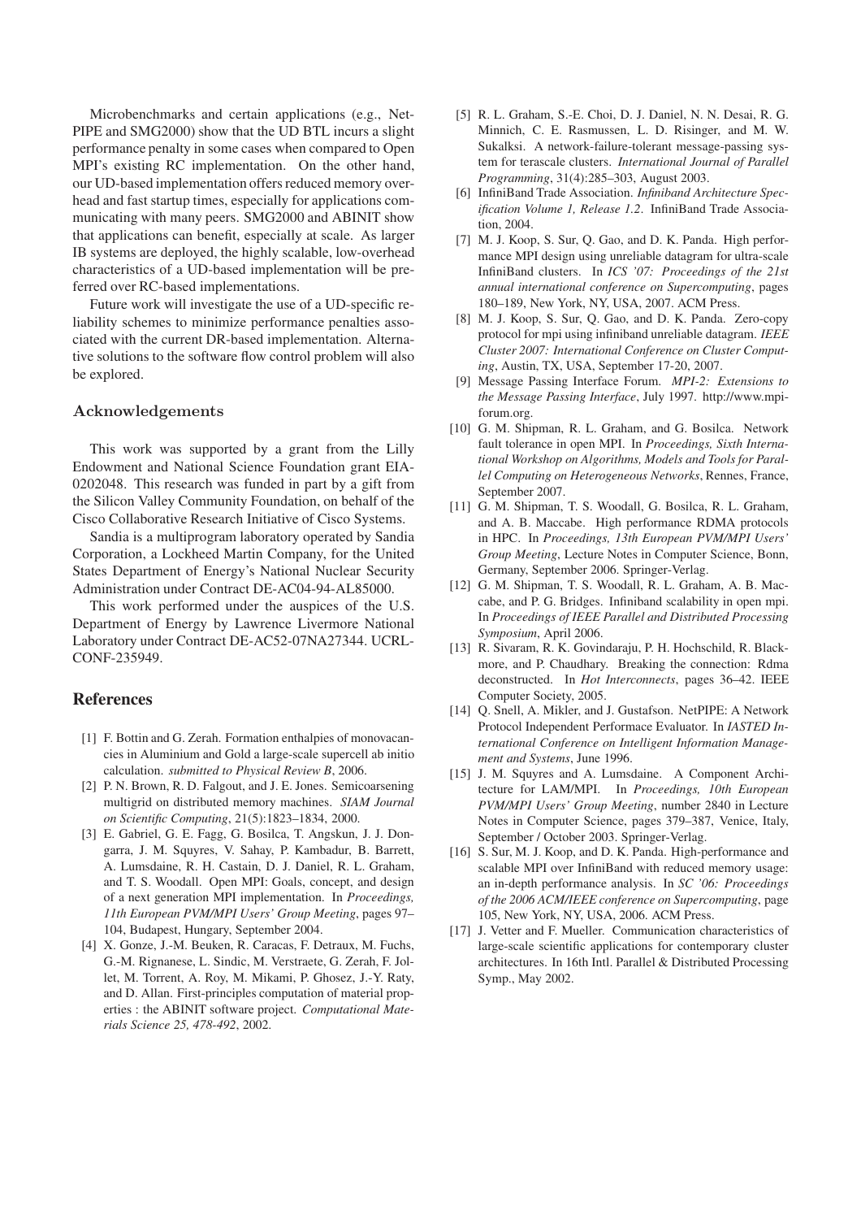Microbenchmarks and certain applications (e.g., NetPIPE and SMG2000) show that the UD BTL incurs a slight performance penalty in some cases when compared to Open MPI's existing RC implementation. On the other hand, our UD-based implementation offers reduced memory overhead and fast startup times, especially for applications communicating with many peers. SMG2000 and ABINIT show that applications can benefit, especially at scale. As larger IB systems are deployed, the highly scalable, low-overhead characteristics of a UD-based implementation will be preferred over RC-based implementations.

Future work will investigate the use of a UD-specific reliability schemes to minimize performance penalties associated with the current DR-based implementation. Alternative solutions to the software flow control problem will also be explored.

## Acknowledgements

This work was supported by a grant from the Lilly Endowment and National Science Foundation grant EIA-0202048. This research was funded in part by a gift from the Silicon Valley Community Foundation, on behalf of the Cisco Collaborative Research Initiative of Cisco Systems.

Sandia is a multiprogram laboratory operated by Sandia Corporation, a Lockheed Martin Company, for the United States Department of Energy's National Nuclear Security Administration under Contract DE-AC04-94-AL85000.

This work performed under the auspices of the U.S. Department of Energy by Lawrence Livermore National Laboratory under Contract DE-AC52-07NA27344. UCRL-CONF-235949.

## References

[1] F. Bottin and G. Zerah. Formation enthalpies of monovacancies in Aluminium and Gold a large-scale supercell ab initio calculation. *submitted to Physical Review B*, 2006.

[2] P. N. Brown, R. D. Falgout, and J. E. Jones. Semicoarsening multigrid on distributed memory machines. *SIAM Journal on Scientific Computing*, 21(5):1823–1834, 2000.

[3] E. Gabriel, G. E. Fagg, G. Bosilca, T. Angskun, J. J. Dongarra, J. M. Squyres, V. Sahay, P. Kambadur, B. Barrett, A. Lumsdaine, R. H. Castain, D. J. Daniel, R. L. Graham, and T. S. Woodall. Open MPI: Goals, concept, and design of a next generation MPI implementation. In *Proceedings, 11th European PVM/MPI Users' Group Meeting*, pages 97–104, Budapest, Hungary, September 2004.

[4] X. Gonze, J.-M. Beuken, R. Caracas, F. Detraux, M. Fuchs, G.-M. Rignanese, L. Sindic, M. Verstraete, G. Zerah, F. Jollet, M. Torrent, A. Roy, M. Mikami, P. Ghosez, J.-Y. Raty, and D. Allan. First-principles computation of material properties : the ABINIT software project. *Computational Materials Science 25, 478-492*, 2002.

[5] R. L. Graham, S.-E. Choi, D. J. Daniel, N. N. Desai, R. G. Minnich, C. E. Rasmussen, L. D. Risinger, and M. W. Sukalksi. A network-failure-tolerant message-passing system for terascale clusters. *International Journal of Parallel Programming*, 31(4):285–303, August 2003.

[6] InfiniBand Trade Association. *Infiniband Architecture Specification Volume 1, Release 1.2*. InfiniBand Trade Association, 2004.

[7] M. J. Koop, S. Sur, Q. Gao, and D. K. Panda. High performance MPI design using unreliable datagram for ultra-scale InfiniBand clusters. In *ICS '07: Proceedings of the 21st annual international conference on Supercomputing*, pages 180–189, New York, NY, USA, 2007. ACM Press.

[8] M. J. Koop, S. Sur, Q. Gao, and D. K. Panda. Zero-copy protocol for mpi using infiniband unreliable datagram. *IEEE Cluster 2007: International Conference on Cluster Computing*, Austin, TX, USA, September 17-20, 2007.

[9] Message Passing Interface Forum. *MPI-2: Extensions to the Message Passing Interface*, July 1997. http://www.mpi-forum.org.

[10] G. M. Shipman, R. L. Graham, and G. Bosilca. Network fault tolerance in open MPI. In *Proceedings, Sixth International Workshop on Algorithms, Models and Tools for Parallel Computing on Heterogeneous Networks*, Rennes, France, September 2007.

[11] G. M. Shipman, T. S. Woodall, G. Bosilca, R. L. Graham, and A. B. Maccabe. High performance RDMA protocols in HPC. In *Proceedings, 13th European PVM/MPI Users' Group Meeting*, Lecture Notes in Computer Science, Bonn, Germany, September 2006. Springer-Verlag.

[12] G. M. Shipman, T. S. Woodall, R. L. Graham, A. B. Maccabe, and P. G. Bridges. Infiniband scalability in open mpi. In *Proceedings of IEEE Parallel and Distributed Processing Symposium*, April 2006.

[13] R. Sivaram, R. K. Govindaraju, P. H. Hochschild, R. Blackmore, and P. Chaudhary. Breaking the connection: Rdma deconstructed. In *Hot Interconnects*, pages 36–42. IEEE Computer Society, 2005.

[14] Q. Snell, A. Mikler, and J. Gustafson. NetPIPE: A Network Protocol Independent Performace Evaluator. In *IASTED International Conference on Intelligent Information Management and Systems*, June 1996.

[15] J. M. Squyres and A. Lumsdaine. A Component Architecture for LAM/MPI. In *Proceedings, 10th European PVM/MPI Users' Group Meeting*, number 2840 in Lecture Notes in Computer Science, pages 379–387, Venice, Italy, September / October 2003. Springer-Verlag.

[16] S. Sur, M. J. Koop, and D. K. Panda. High-performance and scalable MPI over InfiniBand with reduced memory usage: an in-depth performance analysis. In *SC '06: Proceedings of the 2006 ACM/IEEE conference on Supercomputing*, page 105, New York, NY, USA, 2006. ACM Press.

[17] J. Vetter and F. Mueller. Communication characteristics of large-scale scientific applications for contemporary cluster architectures. In 16th Intl. Parallel & Distributed Processing Symp., May 2002.